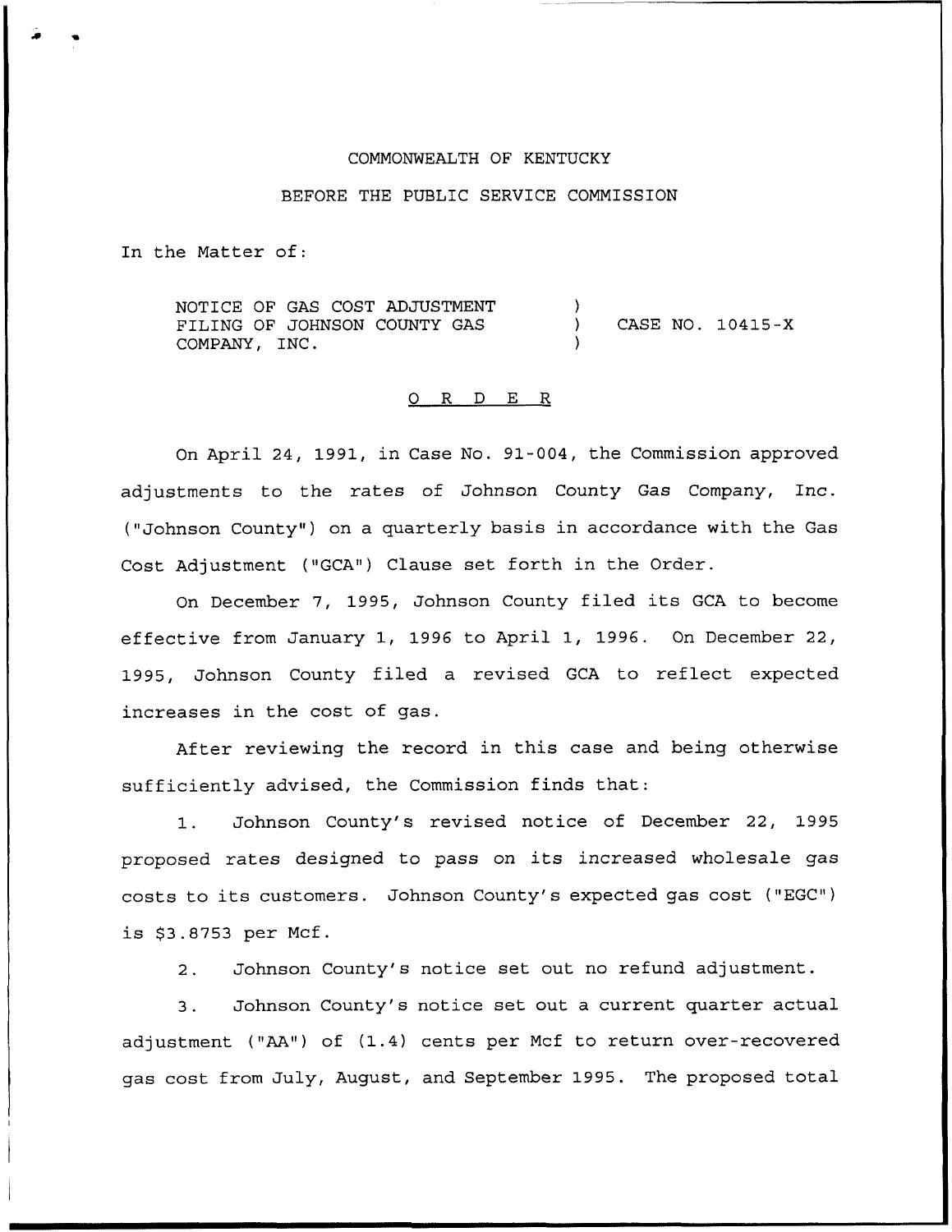COMMONWEALTH OF KENTUCKY

BEFORE THE PUBLIC SERVICE COMMISSION

In the Matter of:

NOTICE OF GAS COST ADJUSTMENT FILING OF JOHNSON COUNTY GAS COMPANY, INC. ) CASE NO. 10415-X

O R D E R

On April 24, 1991, in Case No. 91-004, the Commission approved adjustments to the rates of Johnson County Gas Company, Inc. ("Johnson County") on a quarterly basis in accordance with the Gas Cost Adjustment ("GCA") Clause set forth in the Order.

On December 7, 1995, Johnson County filed its GCA to become effective from January 1, 1996 to April 1, 1996. On December 22, 1995, Johnson County filed a revised GCA to reflect expected increases in the cost of gas.

After reviewing the record in this case and being otherwise sufficiently advised, the Commission finds that:

1. Johnson County's revised notice of December 22, 1995 proposed rates designed to pass on its increased wholesale gas costs to its customers. Johnson County's expected gas cost ("EGC") is $3.8753 per Mcf.

2. Johnson County's notice set out no refund adjustment.

3. Johnson County's notice set out a current quarter actual adjustment ("AA") of (1.4) cents per Mcf to return over-recovered gas cost from July, August, and September 1995. The proposed total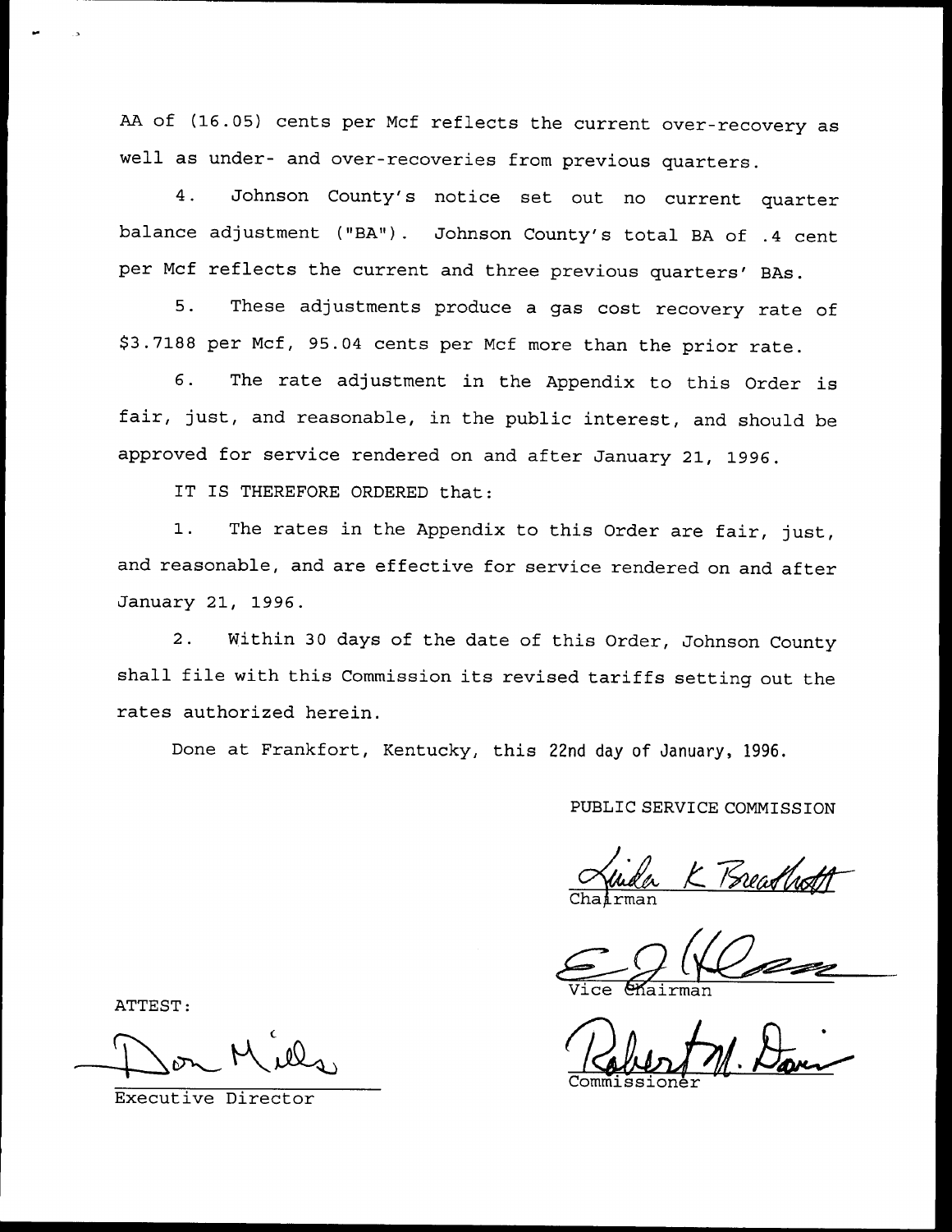AA of (16.05) cents per Mcf reflects the current over-recovery as well as under- and over-recoveries from previous quarters.

4. Johnson County's notice set out no current quarter balance adjustment ("BA"). Johnson County's total BA of .4 cent per Mcf reflects the current and three previous quarters' BAs.

5. These adjustments produce a gas cost recovery rate of $3.7188 per Mcf, 95.04 cents per Mcf more than the prior rate.

6. The rate adjustment in the Appendix to this Order is fair, just, and reasonable, in the public interest, and should be approved for service rendered on and after January 21, 1996.

IT IS THEREFORE ORDERED that:

1. The rates in the Appendix to this Order are fair, just, and reasonable, and are effective for service rendered on and after January 21, 1996.

2. Within 30 days of the date of this Order, Johnson County shall file with this Commission its revised tariffs setting out the rates authorized herein.

Done at Frankfort, Kentucky, this 22nd day of January, 1996.

PUBLIC SERVICE COMMISSION

Linda K Breathitt
Chairman

Vice Chairman

Robert M. Davis
Commissioner

ATTEST:

Don Mills
Executive Director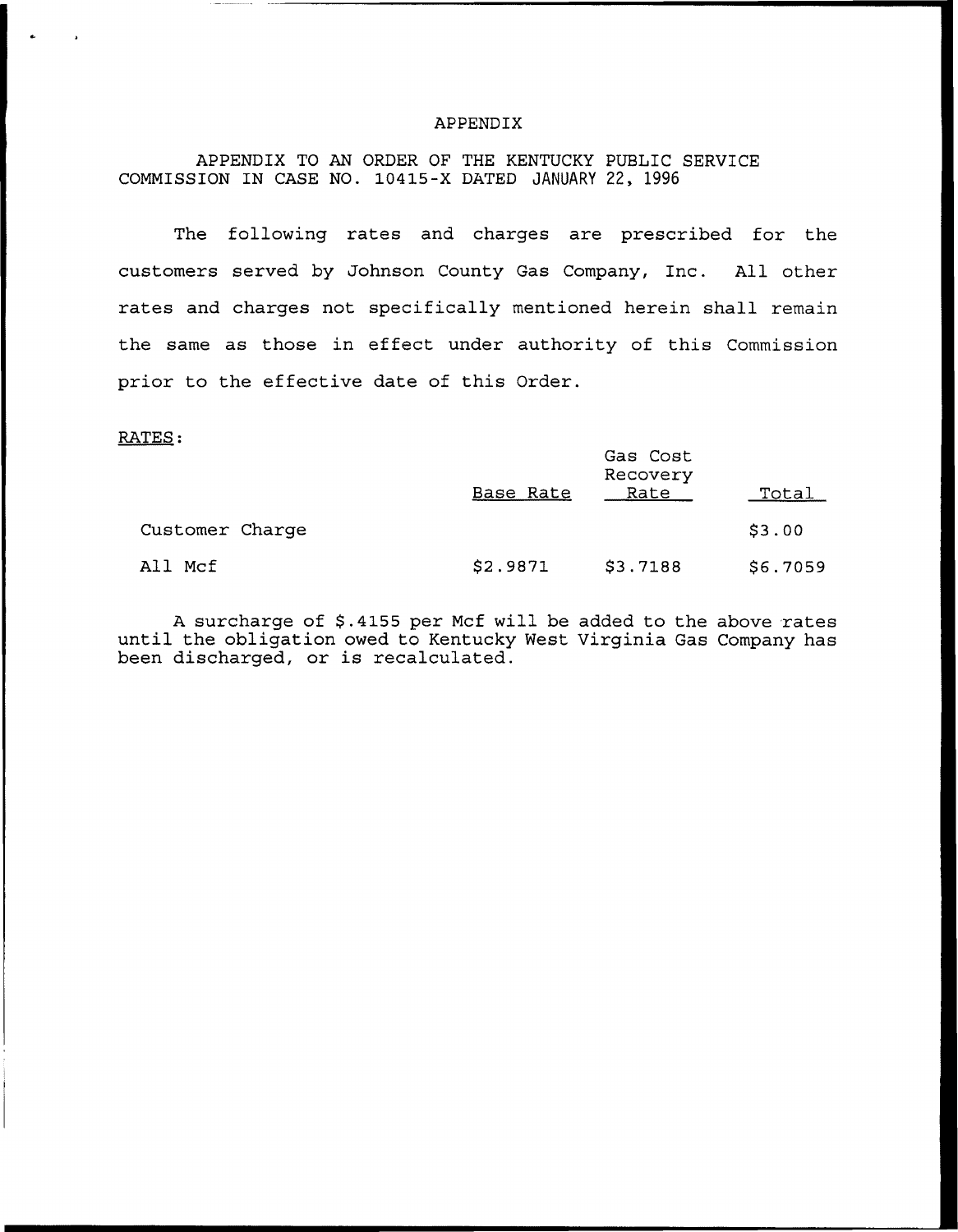# APPENDIX

APPENDIX TO AN ORDER OF THE KENTUCKY PUBLIC SERVICE COMMISSION IN CASE NO. 10415-X DATED JANUARY 22, 1996

The following rates and charges are prescribed for the customers served by Johnson County Gas Company, Inc. All other rates and charges not specifically mentioned herein shall remain the same as those in effect under authority of this Commission prior to the effective date of this Order.

RATES:

| | Base Rate | Gas Cost Recovery Rate | Total |
|---|---|---|---|
| Customer Charge | | | $3.00 |
| All Mcf | $2.9871 | $3.7188 | $6.7059 |

A surcharge of $.4155 per Mcf will be added to the above rates until the obligation owed to Kentucky West Virginia Gas Company has been discharged, or is recalculated.